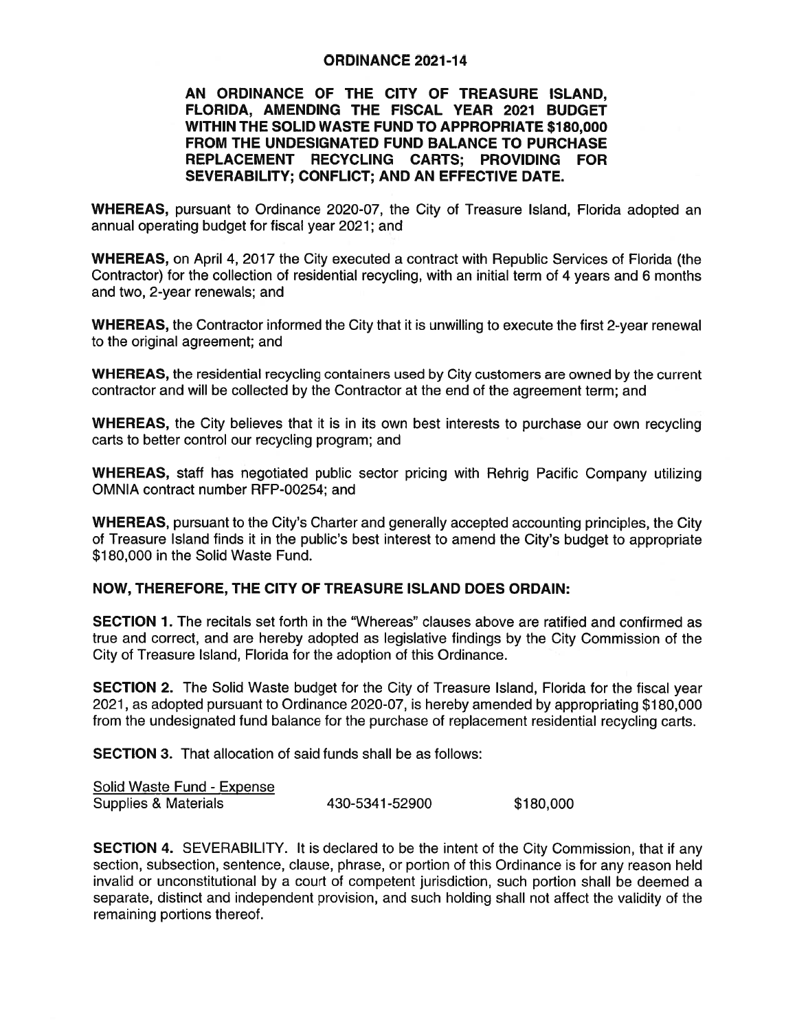# ORDINANCE 2021-14

**AN ORDINANCE OF THE CITY OF TREASURE ISLAND, FLORIDA, AMENDING THE FISCAL YEAR 2021 BUDGET WITHIN THE SOLID WASTE FUND TO APPROPRIATE $180,000 FROM THE UNDESIGNATED FUND BALANCE TO PURCHASE REPLACEMENT RECYCLING CARTS; PROVIDING FOR SEVERABILITY; CONFLICT; AND AN EFFECTIVE DATE.**

**WHEREAS,** pursuant to Ordinance 2020-07, the City of Treasure Island, Florida adopted an annual operating budget for fiscal year 2021; and

**WHEREAS,** on April 4, 2017 the City executed a contract with Republic Services of Florida (the Contractor) for the collection of residential recycling, with an initial term of 4 years and 6 months and two, 2-year renewals; and

**WHEREAS,** the Contractor informed the City that it is unwilling to execute the first 2-year renewal to the original agreement; and

**WHEREAS,** the residential recycling containers used by City customers are owned by the current contractor and will be collected by the Contractor at the end of the agreement term; and

**WHEREAS,** the City believes that it is in its own best interests to purchase our own recycling carts to better control our recycling program; and

**WHEREAS,** staff has negotiated public sector pricing with Rehrig Pacific Company utilizing OMNIA contract number RFP-00254; and

**WHEREAS,** pursuant to the City's Charter and generally accepted accounting principles, the City of Treasure Island finds it in the public's best interest to amend the City's budget to appropriate $180,000 in the Solid Waste Fund.

**NOW, THEREFORE, THE CITY OF TREASURE ISLAND DOES ORDAIN:**

**SECTION 1.** The recitals set forth in the "Whereas" clauses above are ratified and confirmed as true and correct, and are hereby adopted as legislative findings by the City Commission of the City of Treasure Island, Florida for the adoption of this Ordinance.

**SECTION 2.** The Solid Waste budget for the City of Treasure Island, Florida for the fiscal year 2021, as adopted pursuant to Ordinance 2020-07, is hereby amended by appropriating $180,000 from the undesignated fund balance for the purchase of replacement residential recycling carts.

**SECTION 3.** That allocation of said funds shall be as follows:

| Solid Waste Fund - Expense | | |
|---|---|---|
| Supplies & Materials | 430-5341-52900 | $180,000 |

**SECTION 4.** SEVERABILITY. It is declared to be the intent of the City Commission, that if any section, subsection, sentence, clause, phrase, or portion of this Ordinance is for any reason held invalid or unconstitutional by a court of competent jurisdiction, such portion shall be deemed a separate, distinct and independent provision, and such holding shall not affect the validity of the remaining portions thereof.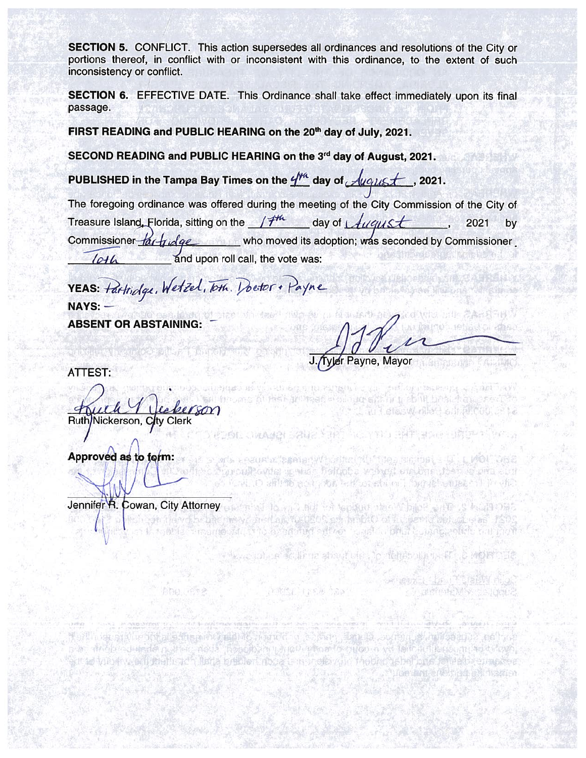**SECTION 5.** CONFLICT. This action supersedes all ordinances and resolutions of the City or portions thereof, in conflict with or inconsistent with this ordinance, to the extent of such inconsistency or conflict.

**SECTION 6.** EFFECTIVE DATE. This Ordinance shall take effect immediately upon its final passage.

**FIRST READING and PUBLIC HEARING on the 20th day of July, 2021.**

**SECOND READING and PUBLIC HEARING on the 3rd day of August, 2021.**

**PUBLISHED in the Tampa Bay Times on the 4th day of August, 2021.**

The foregoing ordinance was offered during the meeting of the City Commission of the City of Treasure Island, Florida, sitting on the 17th day of August, 2021 by Commissioner Partridge who moved its adoption; was seconded by Commissioner Toth and upon roll call, the vote was:

**YEAS:** Partridge, Wetzel, Toth, Doctor + Payne

**NAYS:** –

**ABSENT OR ABSTAINING:** –

J. Tyler Payne, Mayor

ATTEST:

Ruth Nickerson, City Clerk

**Approved as to form:**

Jennifer R. Cowan, City Attorney